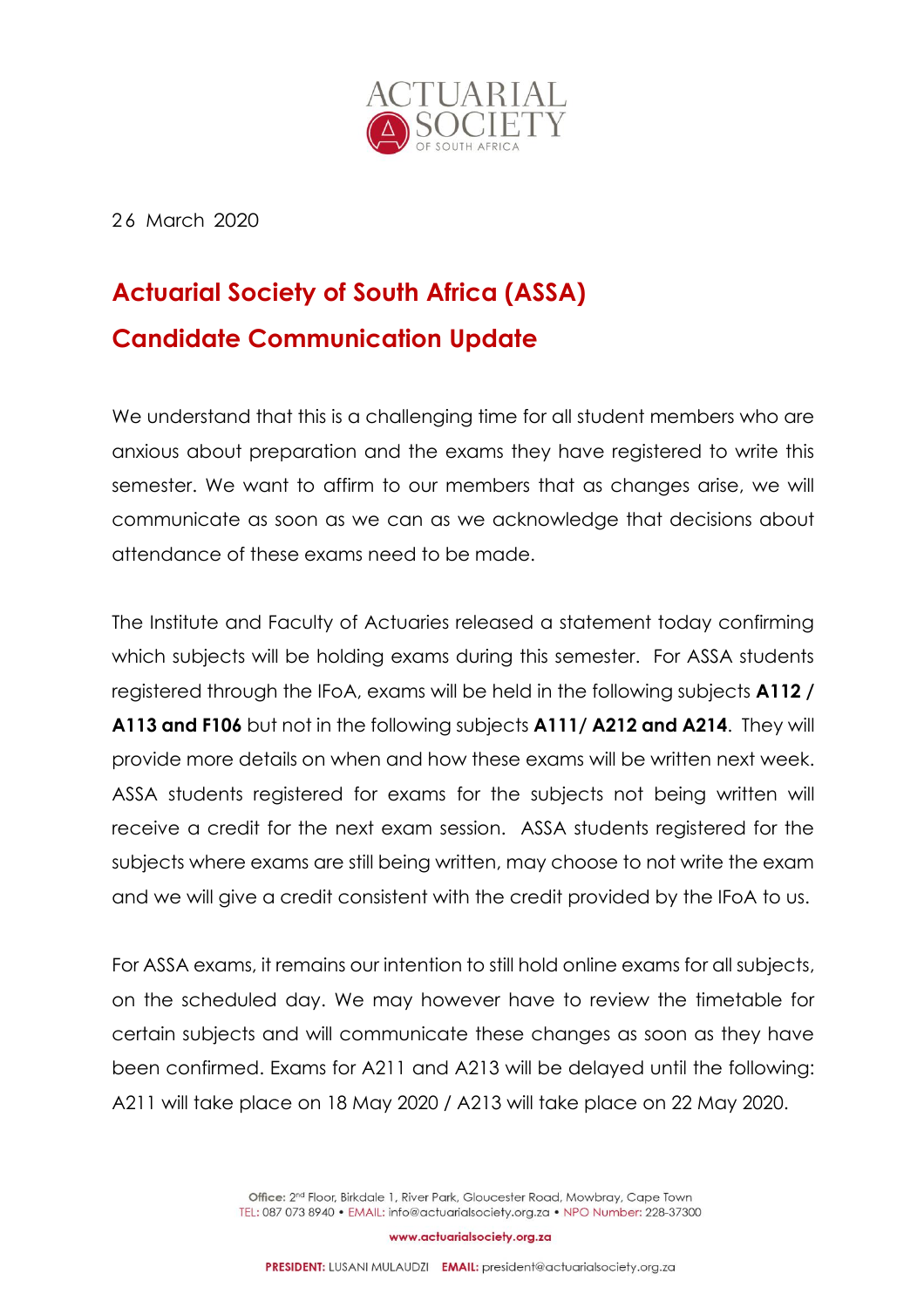26 March 2020

# Actuarial Society of South Africa (ASSA)
# Candidate Communication Update

We understand that this is a challenging time for all student members who are anxious about preparation and the exams they have registered to write this semester. We want to affirm to our members that as changes arise, we will communicate as soon as we can as we acknowledge that decisions about attendance of these exams need to be made.

The Institute and Faculty of Actuaries released a statement today confirming which subjects will be holding exams during this semester. For ASSA students registered through the IFoA, exams will be held in the following subjects **A112 / A113 and F106** but not in the following subjects **A111/ A212 and A214**. They will provide more details on when and how these exams will be written next week. ASSA students registered for exams for the subjects not being written will receive a credit for the next exam session. ASSA students registered for the subjects where exams are still being written, may choose to not write the exam and we will give a credit consistent with the credit provided by the IFoA to us.

For ASSA exams, it remains our intention to still hold online exams for all subjects, on the scheduled day. We may however have to review the timetable for certain subjects and will communicate these changes as soon as they have been confirmed. Exams for A211 and A213 will be delayed until the following: A211 will take place on 18 May 2020 / A213 will take place on 22 May 2020.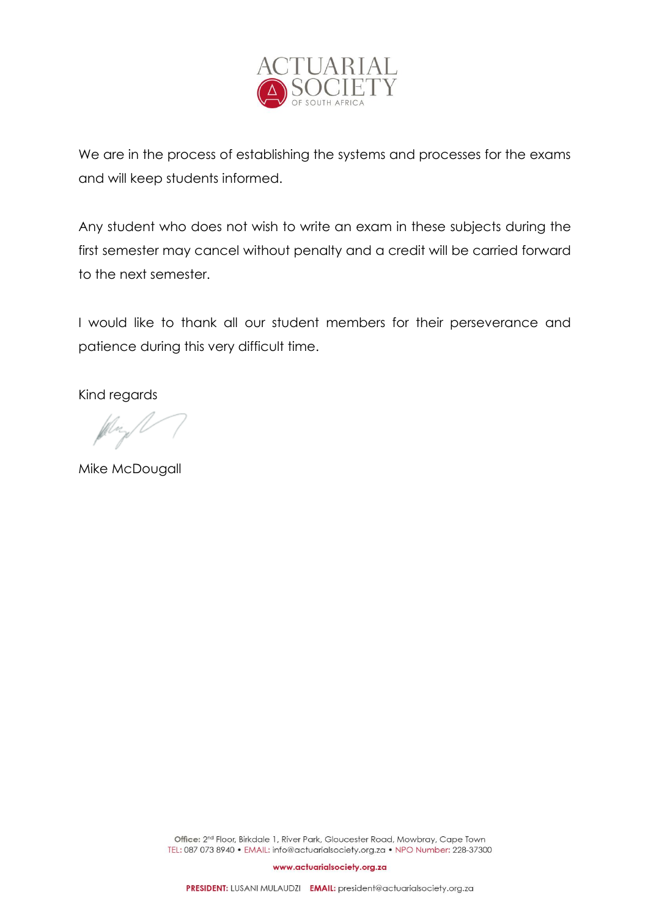We are in the process of establishing the systems and processes for the exams and will keep students informed.

Any student who does not wish to write an exam in these subjects during the first semester may cancel without penalty and a credit will be carried forward to the next semester.

I would like to thank all our student members for their perseverance and patience during this very difficult time.

Kind regards

Mike McDougall